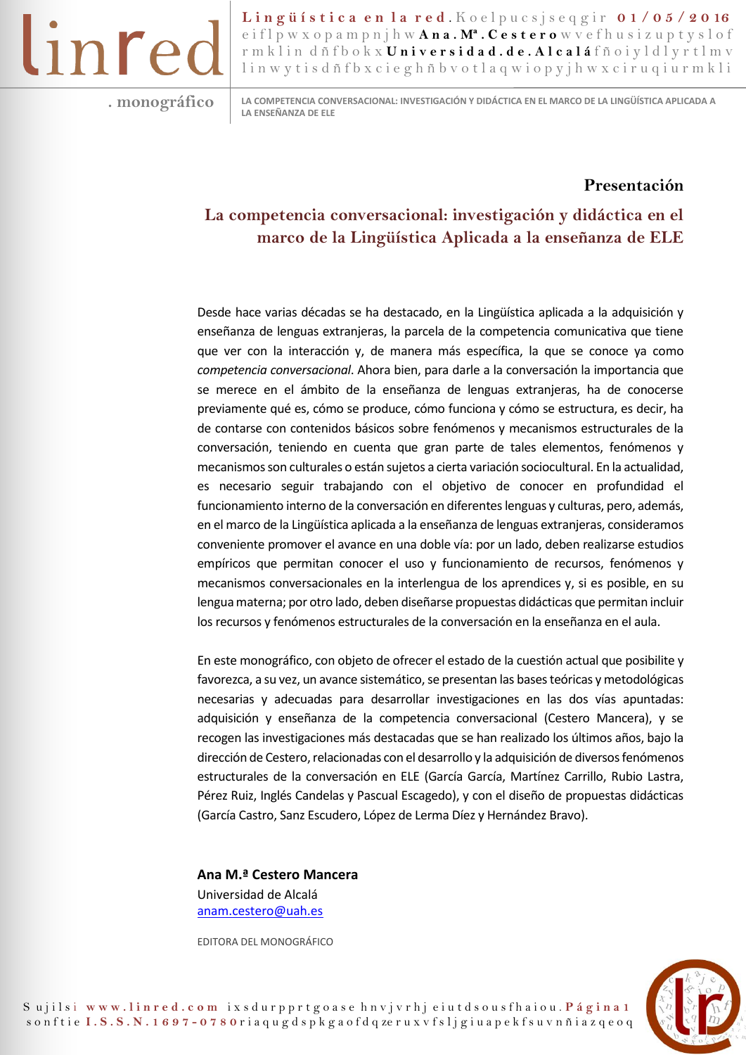## Presentación

# La competencia conversacional: investigación y didáctica en el marco de la Lingüística Aplicada a la enseñanza de ELE

Desde hace varias décadas se ha destacado, en la Lingüística aplicada a la adquisición y enseñanza de lenguas extranjeras, la parcela de la competencia comunicativa que tiene que ver con la interacción y, de manera más específica, la que se conoce ya como *competencia conversacional*. Ahora bien, para darle a la conversación la importancia que se merece en el ámbito de la enseñanza de lenguas extranjeras, ha de conocerse previamente qué es, cómo se produce, cómo funciona y cómo se estructura, es decir, ha de contarse con contenidos básicos sobre fenómenos y mecanismos estructurales de la conversación, teniendo en cuenta que gran parte de tales elementos, fenómenos y mecanismos son culturales o están sujetos a cierta variación sociocultural. En la actualidad, es necesario seguir trabajando con el objetivo de conocer en profundidad el funcionamiento interno de la conversación en diferentes lenguas y culturas, pero, además, en el marco de la Lingüística aplicada a la enseñanza de lenguas extranjeras, consideramos conveniente promover el avance en una doble vía: por un lado, deben realizarse estudios empíricos que permitan conocer el uso y funcionamiento de recursos, fenómenos y mecanismos conversacionales en la interlengua de los aprendices y, si es posible, en su lengua materna; por otro lado, deben diseñarse propuestas didácticas que permitan incluir los recursos y fenómenos estructurales de la conversación en la enseñanza en el aula.

En este monográfico, con objeto de ofrecer el estado de la cuestión actual que posibilite y favorezca, a su vez, un avance sistemático, se presentan las bases teóricas y metodológicas necesarias y adecuadas para desarrollar investigaciones en las dos vías apuntadas: adquisición y enseñanza de la competencia conversacional (Cestero Mancera), y se recogen las investigaciones más destacadas que se han realizado los últimos años, bajo la dirección de Cestero, relacionadas con el desarrollo y la adquisición de diversos fenómenos estructurales de la conversación en ELE (García García, Martínez Carrillo, Rubio Lastra, Pérez Ruiz, Inglés Candelas y Pascual Escagedo), y con el diseño de propuestas didácticas (García Castro, Sanz Escudero, López de Lerma Díez y Hernández Bravo).

**Ana M.ª Cestero Mancera**
Universidad de Alcalá
anam.cestero@uah.es

EDITORA DEL MONOGRÁFICO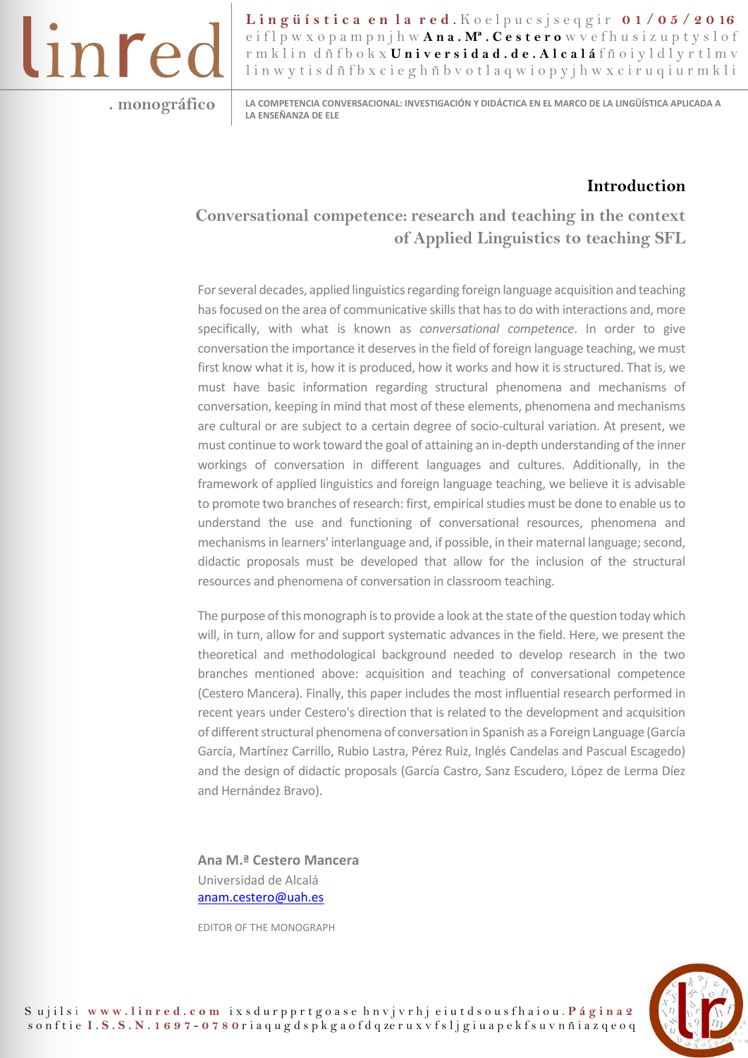## Introduction

### Conversational competence: research and teaching in the context of Applied Linguistics to teaching SFL

For several decades, applied linguistics regarding foreign language acquisition and teaching has focused on the area of communicative skills that has to do with interactions and, more specifically, with what is known as *conversational competence*. In order to give conversation the importance it deserves in the field of foreign language teaching, we must first know what it is, how it is produced, how it works and how it is structured. That is, we must have basic information regarding structural phenomena and mechanisms of conversation, keeping in mind that most of these elements, phenomena and mechanisms are cultural or are subject to a certain degree of socio-cultural variation. At present, we must continue to work toward the goal of attaining an in-depth understanding of the inner workings of conversation in different languages and cultures. Additionally, in the framework of applied linguistics and foreign language teaching, we believe it is advisable to promote two branches of research: first, empirical studies must be done to enable us to understand the use and functioning of conversational resources, phenomena and mechanisms in learners' interlanguage and, if possible, in their maternal language; second, didactic proposals must be developed that allow for the inclusion of the structural resources and phenomena of conversation in classroom teaching.

The purpose of this monograph is to provide a look at the state of the question today which will, in turn, allow for and support systematic advances in the field. Here, we present the theoretical and methodological background needed to develop research in the two branches mentioned above: acquisition and teaching of conversational competence (Cestero Mancera). Finally, this paper includes the most influential research performed in recent years under Cestero's direction that is related to the development and acquisition of different structural phenomena of conversation in Spanish as a Foreign Language (García García, Martínez Carrillo, Rubio Lastra, Pérez Ruiz, Inglés Candelas and Pascual Escagedo) and the design of didactic proposals (García Castro, Sanz Escudero, López de Lerma Díez and Hernández Bravo).

**Ana M.ª Cestero Mancera**
Universidad de Alcalá
anam.cestero@uah.es

EDITOR OF THE MONOGRAPH